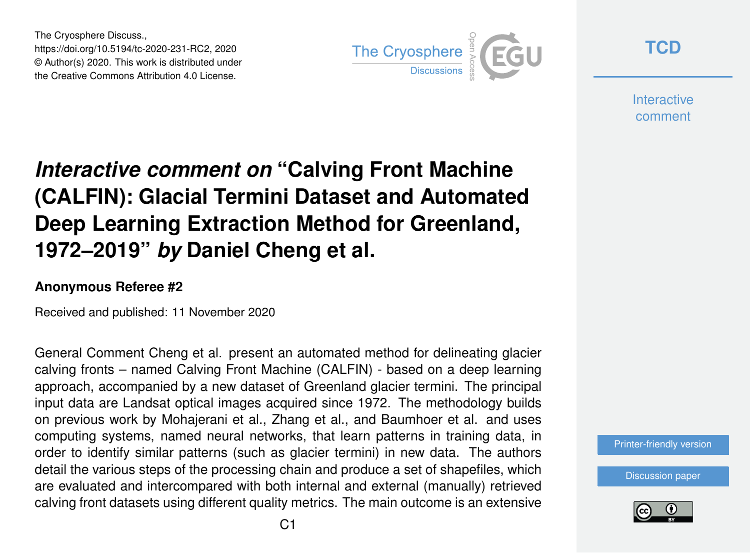The Cryosphere Discuss.,
https://doi.org/10.5194/tc-2020-231-RC2, 2020
© Author(s) 2020. This work is distributed under
the Creative Commons Attribution 4.0 License.

# *Interactive comment on* "Calving Front Machine (CALFIN): Glacial Termini Dataset and Automated Deep Learning Extraction Method for Greenland, 1972–2019" *by* Daniel Cheng et al.

**Anonymous Referee #2**

Received and published: 11 November 2020

General Comment Cheng et al. present an automated method for delineating glacier calving fronts – named Calving Front Machine (CALFIN) - based on a deep learning approach, accompanied by a new dataset of Greenland glacier termini. The principal input data are Landsat optical images acquired since 1972. The methodology builds on previous work by Mohajerani et al., Zhang et al., and Baumhoer et al. and uses computing systems, named neural networks, that learn patterns in training data, in order to identify similar patterns (such as glacier termini) in new data. The authors detail the various steps of the processing chain and produce a set of shapefiles, which are evaluated and intercompared with both internal and external (manually) retrieved calving front datasets using different quality metrics. The main outcome is an extensive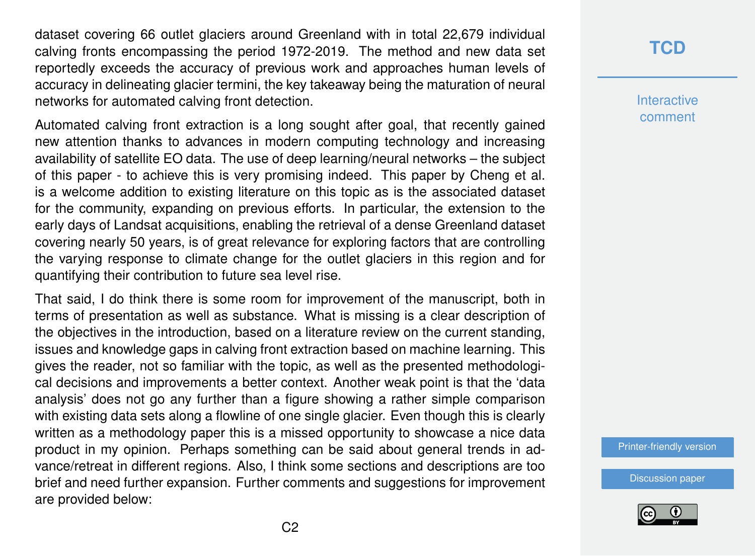dataset covering 66 outlet glaciers around Greenland with in total 22,679 individual calving fronts encompassing the period 1972-2019. The method and new data set reportedly exceeds the accuracy of previous work and approaches human levels of accuracy in delineating glacier termini, the key takeaway being the maturation of neural networks for automated calving front detection.

Automated calving front extraction is a long sought after goal, that recently gained new attention thanks to advances in modern computing technology and increasing availability of satellite EO data. The use of deep learning/neural networks – the subject of this paper - to achieve this is very promising indeed. This paper by Cheng et al. is a welcome addition to existing literature on this topic as is the associated dataset for the community, expanding on previous efforts. In particular, the extension to the early days of Landsat acquisitions, enabling the retrieval of a dense Greenland dataset covering nearly 50 years, is of great relevance for exploring factors that are controlling the varying response to climate change for the outlet glaciers in this region and for quantifying their contribution to future sea level rise.

That said, I do think there is some room for improvement of the manuscript, both in terms of presentation as well as substance. What is missing is a clear description of the objectives in the introduction, based on a literature review on the current standing, issues and knowledge gaps in calving front extraction based on machine learning. This gives the reader, not so familiar with the topic, as well as the presented methodological decisions and improvements a better context. Another weak point is that the 'data analysis' does not go any further than a figure showing a rather simple comparison with existing data sets along a flowline of one single glacier. Even though this is clearly written as a methodology paper this is a missed opportunity to showcase a nice data product in my opinion. Perhaps something can be said about general trends in advance/retreat in different regions. Also, I think some sections and descriptions are too brief and need further expansion. Further comments and suggestions for improvement are provided below: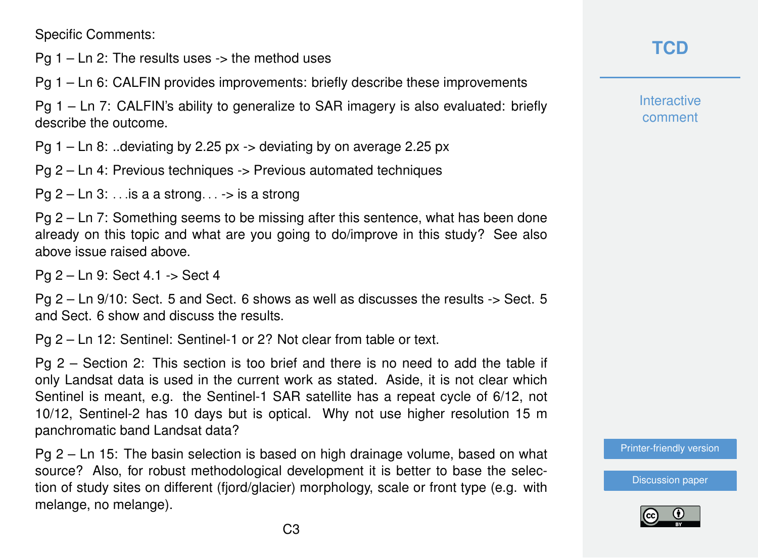Specific Comments:

Pg 1 – Ln 2: The results uses -> the method uses

Pg 1 – Ln 6: CALFIN provides improvements: briefly describe these improvements

Pg 1 – Ln 7: CALFIN's ability to generalize to SAR imagery is also evaluated: briefly describe the outcome.

Pg 1 – Ln 8: ..deviating by 2.25 px -> deviating by on average 2.25 px

Pg 2 – Ln 4: Previous techniques -> Previous automated techniques

Pg 2 – Ln 3: . . .is a a strong. . . -> is a strong

Pg 2 – Ln 7: Something seems to be missing after this sentence, what has been done already on this topic and what are you going to do/improve in this study? See also above issue raised above.

Pg 2 – Ln 9: Sect 4.1 -> Sect 4

Pg 2 – Ln 9/10: Sect. 5 and Sect. 6 shows as well as discusses the results -> Sect. 5 and Sect. 6 show and discuss the results.

Pg 2 – Ln 12: Sentinel: Sentinel-1 or 2? Not clear from table or text.

Pg 2 – Section 2: This section is too brief and there is no need to add the table if only Landsat data is used in the current work as stated. Aside, it is not clear which Sentinel is meant, e.g. the Sentinel-1 SAR satellite has a repeat cycle of 6/12, not 10/12, Sentinel-2 has 10 days but is optical. Why not use higher resolution 15 m panchromatic band Landsat data?

Pg 2 – Ln 15: The basin selection is based on high drainage volume, based on what source? Also, for robust methodological development it is better to base the selection of study sites on different (fjord/glacier) morphology, scale or front type (e.g. with melange, no melange).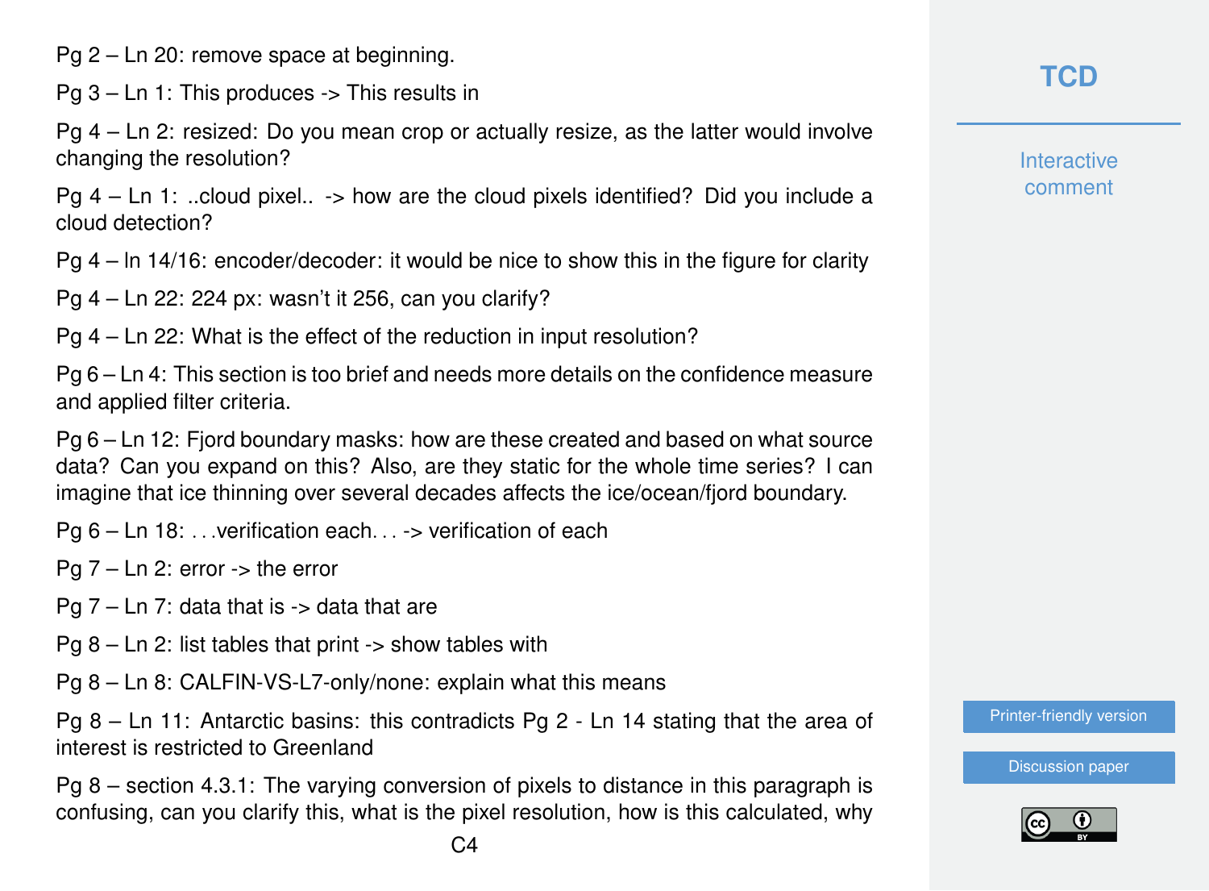Pg 2 – Ln 20: remove space at beginning.

Pg 3 – Ln 1: This produces -> This results in

Pg 4 – Ln 2: resized: Do you mean crop or actually resize, as the latter would involve changing the resolution?

Pg 4 – Ln 1: ..cloud pixel.. -> how are the cloud pixels identified? Did you include a cloud detection?

Pg 4 – ln 14/16: encoder/decoder: it would be nice to show this in the figure for clarity

Pg 4 – Ln 22: 224 px: wasn't it 256, can you clarify?

Pg 4 – Ln 22: What is the effect of the reduction in input resolution?

Pg 6 – Ln 4: This section is too brief and needs more details on the confidence measure and applied filter criteria.

Pg 6 – Ln 12: Fjord boundary masks: how are these created and based on what source data? Can you expand on this? Also, are they static for the whole time series? I can imagine that ice thinning over several decades affects the ice/ocean/fjord boundary.

Pg 6 – Ln 18: . . .verification each. . . -> verification of each

Pg 7 – Ln 2: error -> the error

Pg 7 – Ln 7: data that is -> data that are

Pg 8 – Ln 2: list tables that print -> show tables with

Pg 8 – Ln 8: CALFIN-VS-L7-only/none: explain what this means

Pg 8 – Ln 11: Antarctic basins: this contradicts Pg 2 - Ln 14 stating that the area of interest is restricted to Greenland

Pg 8 – section 4.3.1: The varying conversion of pixels to distance in this paragraph is confusing, can you clarify this, what is the pixel resolution, how is this calculated, why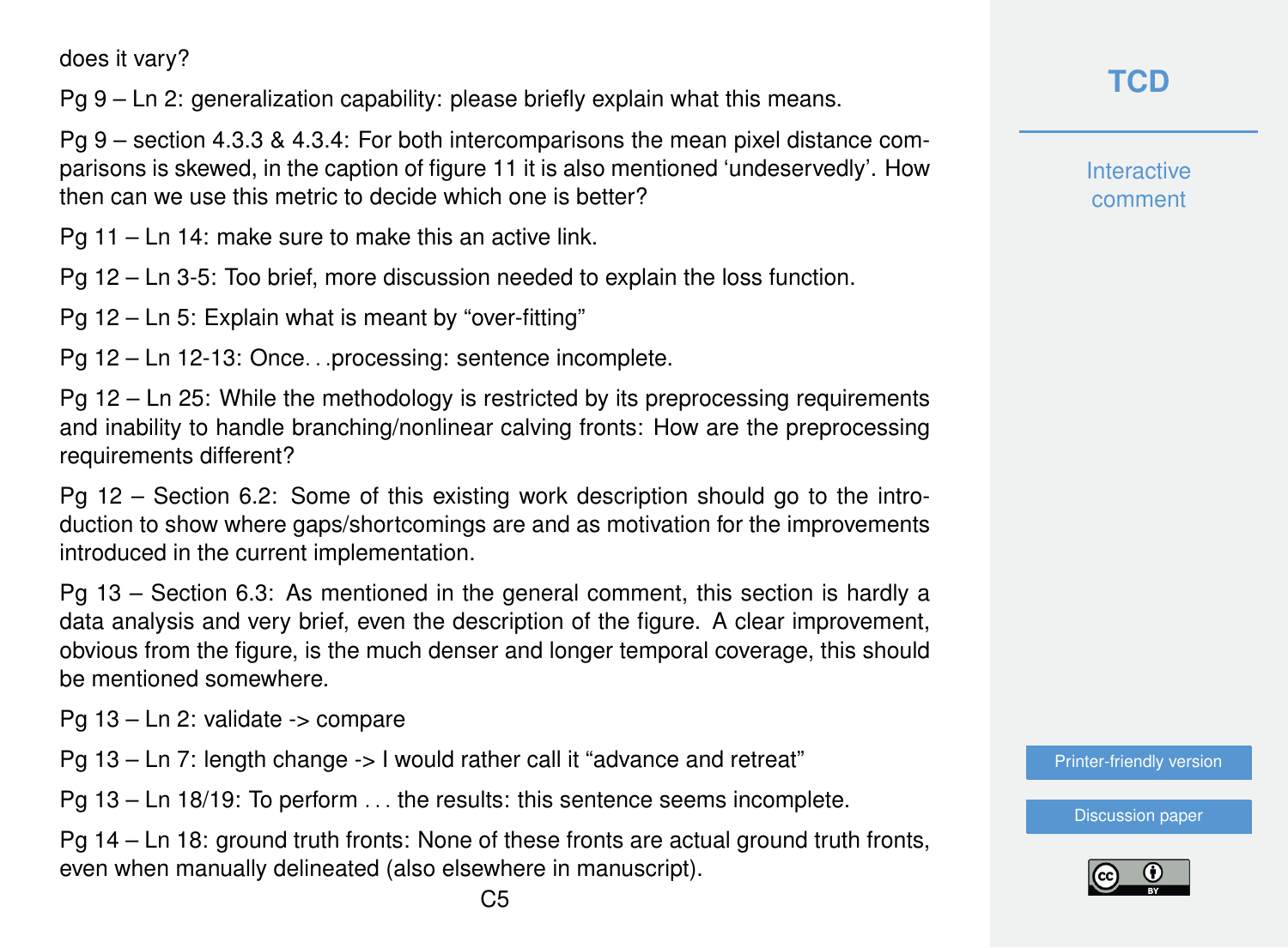does it vary?

Pg 9 – Ln 2: generalization capability: please briefly explain what this means.

Pg 9 – section 4.3.3 & 4.3.4: For both intercomparisons the mean pixel distance comparisons is skewed, in the caption of figure 11 it is also mentioned 'undeservedly'. How then can we use this metric to decide which one is better?

Pg 11 – Ln 14: make sure to make this an active link.

Pg 12 – Ln 3-5: Too brief, more discussion needed to explain the loss function.

Pg 12 – Ln 5: Explain what is meant by "over-fitting"

Pg 12 – Ln 12-13: Once. . .processing: sentence incomplete.

Pg 12 – Ln 25: While the methodology is restricted by its preprocessing requirements and inability to handle branching/nonlinear calving fronts: How are the preprocessing requirements different?

Pg 12 – Section 6.2: Some of this existing work description should go to the introduction to show where gaps/shortcomings are and as motivation for the improvements introduced in the current implementation.

Pg 13 – Section 6.3: As mentioned in the general comment, this section is hardly a data analysis and very brief, even the description of the figure. A clear improvement, obvious from the figure, is the much denser and longer temporal coverage, this should be mentioned somewhere.

Pg 13 – Ln 2: validate -> compare

Pg 13 – Ln 7: length change -> I would rather call it "advance and retreat"

Pg 13 – Ln 18/19: To perform . . . the results: this sentence seems incomplete.

Pg 14 – Ln 18: ground truth fronts: None of these fronts are actual ground truth fronts, even when manually delineated (also elsewhere in manuscript).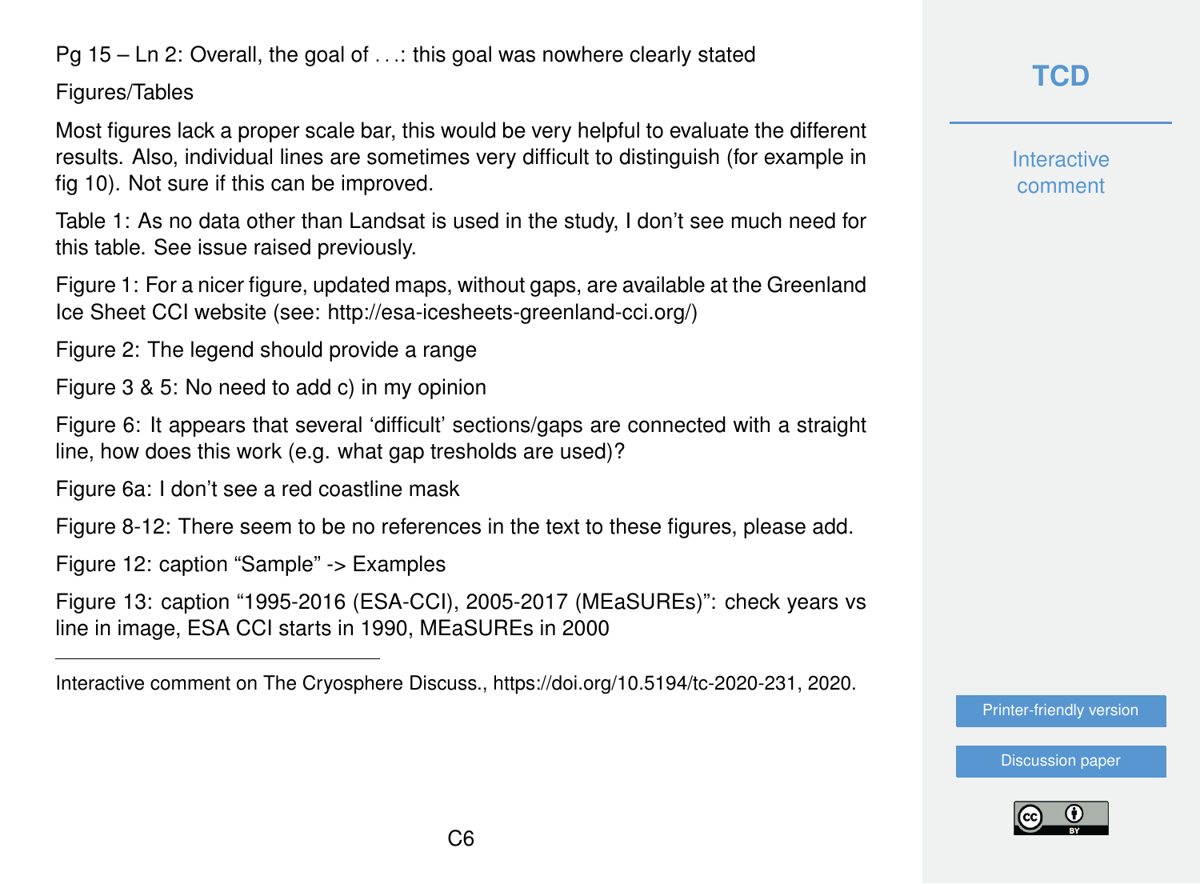Pg 15 – Ln 2: Overall, the goal of . . .: this goal was nowhere clearly stated

Figures/Tables

Most figures lack a proper scale bar, this would be very helpful to evaluate the different results. Also, individual lines are sometimes very difficult to distinguish (for example in fig 10). Not sure if this can be improved.

Table 1: As no data other than Landsat is used in the study, I don't see much need for this table. See issue raised previously.

Figure 1: For a nicer figure, updated maps, without gaps, are available at the Greenland Ice Sheet CCI website (see: http://esa-icesheets-greenland-cci.org/)

Figure 2: The legend should provide a range

Figure 3 & 5: No need to add c) in my opinion

Figure 6: It appears that several 'difficult' sections/gaps are connected with a straight line, how does this work (e.g. what gap tresholds are used)?

Figure 6a: I don't see a red coastline mask

Figure 8-12: There seem to be no references in the text to these figures, please add.

Figure 12: caption "Sample" -> Examples

Figure 13: caption "1995-2016 (ESA-CCI), 2005-2017 (MEaSUREs)": check years vs line in image, ESA CCI starts in 1990, MEaSUREs in 2000

---

Interactive comment on The Cryosphere Discuss., https://doi.org/10.5194/tc-2020-231, 2020.